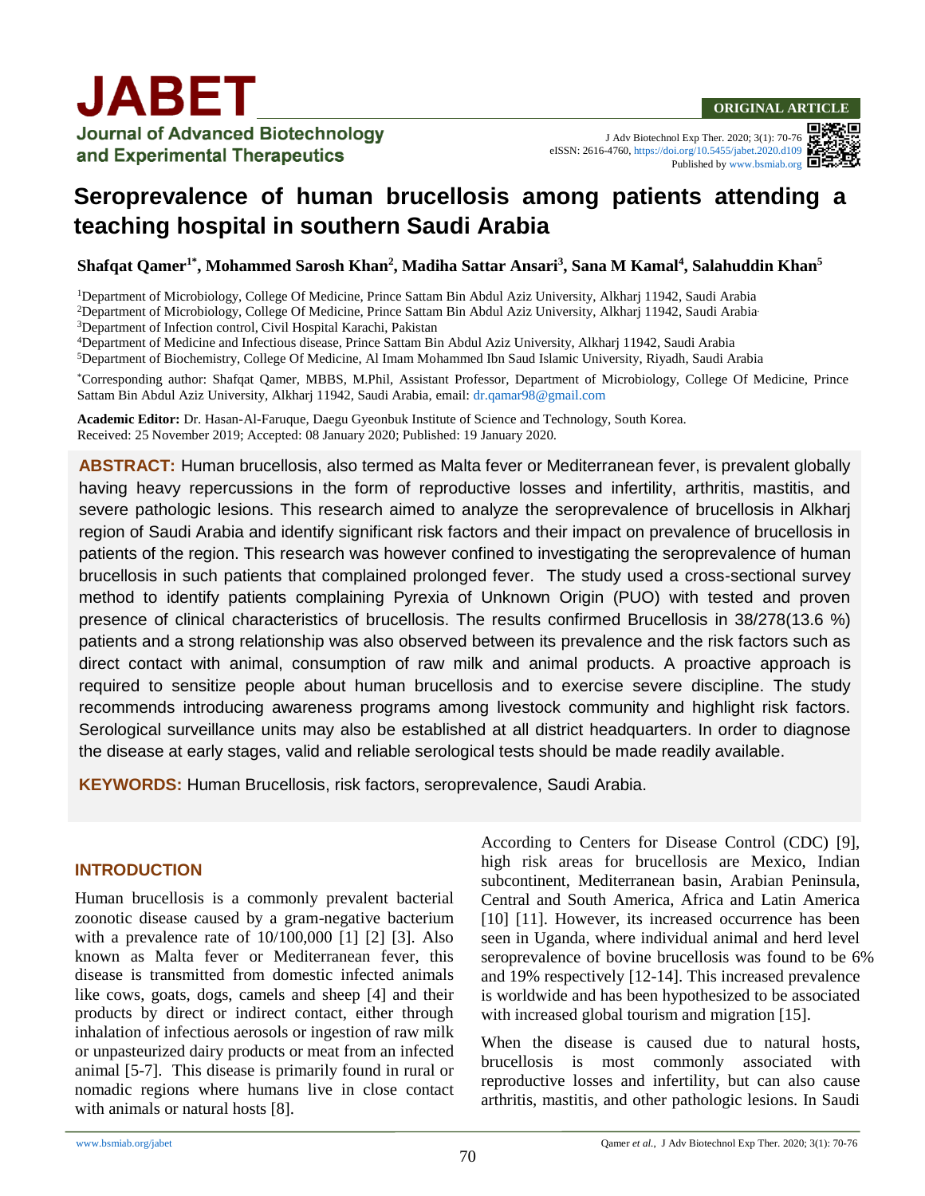ORIGINAL ARTICLE

J Adv Biotechnol Exp Ther. 2020; 3(1): 70-76
eISSN: 2616-4760, https://doi.org/10.5455/jabet.2020.d109
Published by www.bsmiab.org

# Seroprevalence of human brucellosis among patients attending a teaching hospital in southern Saudi Arabia

**Shafqat Qamer[1*], Mohammed Sarosh Khan[2], Madiha Sattar Ansari[3], Sana M Kamal[4], Salahuddin Khan[5]**

[1]Department of Microbiology, College Of Medicine, Prince Sattam Bin Abdul Aziz University, Alkharj 11942, Saudi Arabia
[2]Department of Microbiology, College Of Medicine, Prince Sattam Bin Abdul Aziz University, Alkharj 11942, Saudi Arabia
[3]Department of Infection control, Civil Hospital Karachi, Pakistan
[4]Department of Medicine and Infectious disease, Prince Sattam Bin Abdul Aziz University, Alkharj 11942, Saudi Arabia
[5]Department of Biochemistry, College Of Medicine, Al Imam Mohammed Ibn Saud Islamic University, Riyadh, Saudi Arabia

[*]Corresponding author: Shafqat Qamer, MBBS, M.Phil, Assistant Professor, Department of Microbiology, College Of Medicine, Prince Sattam Bin Abdul Aziz University, Alkharj 11942, Saudi Arabia, email: dr.qamar98@gmail.com

**Academic Editor:** Dr. Hasan-Al-Faruque, Daegu Gyeonbuk Institute of Science and Technology, South Korea.
Received: 25 November 2019; Accepted: 08 January 2020; Published: 19 January 2020.

**ABSTRACT:** Human brucellosis, also termed as Malta fever or Mediterranean fever, is prevalent globally having heavy repercussions in the form of reproductive losses and infertility, arthritis, mastitis, and severe pathologic lesions. This research aimed to analyze the seroprevalence of brucellosis in Alkharj region of Saudi Arabia and identify significant risk factors and their impact on prevalence of brucellosis in patients of the region. This research was however confined to investigating the seroprevalence of human brucellosis in such patients that complained prolonged fever. The study used a cross-sectional survey method to identify patients complaining Pyrexia of Unknown Origin (PUO) with tested and proven presence of clinical characteristics of brucellosis. The results confirmed Brucellosis in 38/278(13.6 %) patients and a strong relationship was also observed between its prevalence and the risk factors such as direct contact with animal, consumption of raw milk and animal products. A proactive approach is required to sensitize people about human brucellosis and to exercise severe discipline. The study recommends introducing awareness programs among livestock community and highlight risk factors. Serological surveillance units may also be established at all district headquarters. In order to diagnose the disease at early stages, valid and reliable serological tests should be made readily available.

**KEYWORDS:** Human Brucellosis, risk factors, seroprevalence, Saudi Arabia.

## INTRODUCTION

Human brucellosis is a commonly prevalent bacterial zoonotic disease caused by a gram-negative bacterium with a prevalence rate of 10/100,000 [1] [2] [3]. Also known as Malta fever or Mediterranean fever, this disease is transmitted from domestic infected animals like cows, goats, dogs, camels and sheep [4] and their products by direct or indirect contact, either through inhalation of infectious aerosols or ingestion of raw milk or unpasteurized dairy products or meat from an infected animal [5-7]. This disease is primarily found in rural or nomadic regions where humans live in close contact with animals or natural hosts [8].

According to Centers for Disease Control (CDC) [9], high risk areas for brucellosis are Mexico, Indian subcontinent, Mediterranean basin, Arabian Peninsula, Central and South America, Africa and Latin America [10] [11]. However, its increased occurrence has been seen in Uganda, where individual animal and herd level seroprevalence of bovine brucellosis was found to be 6% and 19% respectively [12-14]. This increased prevalence is worldwide and has been hypothesized to be associated with increased global tourism and migration [15].

When the disease is caused due to natural hosts, brucellosis is most commonly associated with reproductive losses and infertility, but can also cause arthritis, mastitis, and other pathologic lesions. In Saudi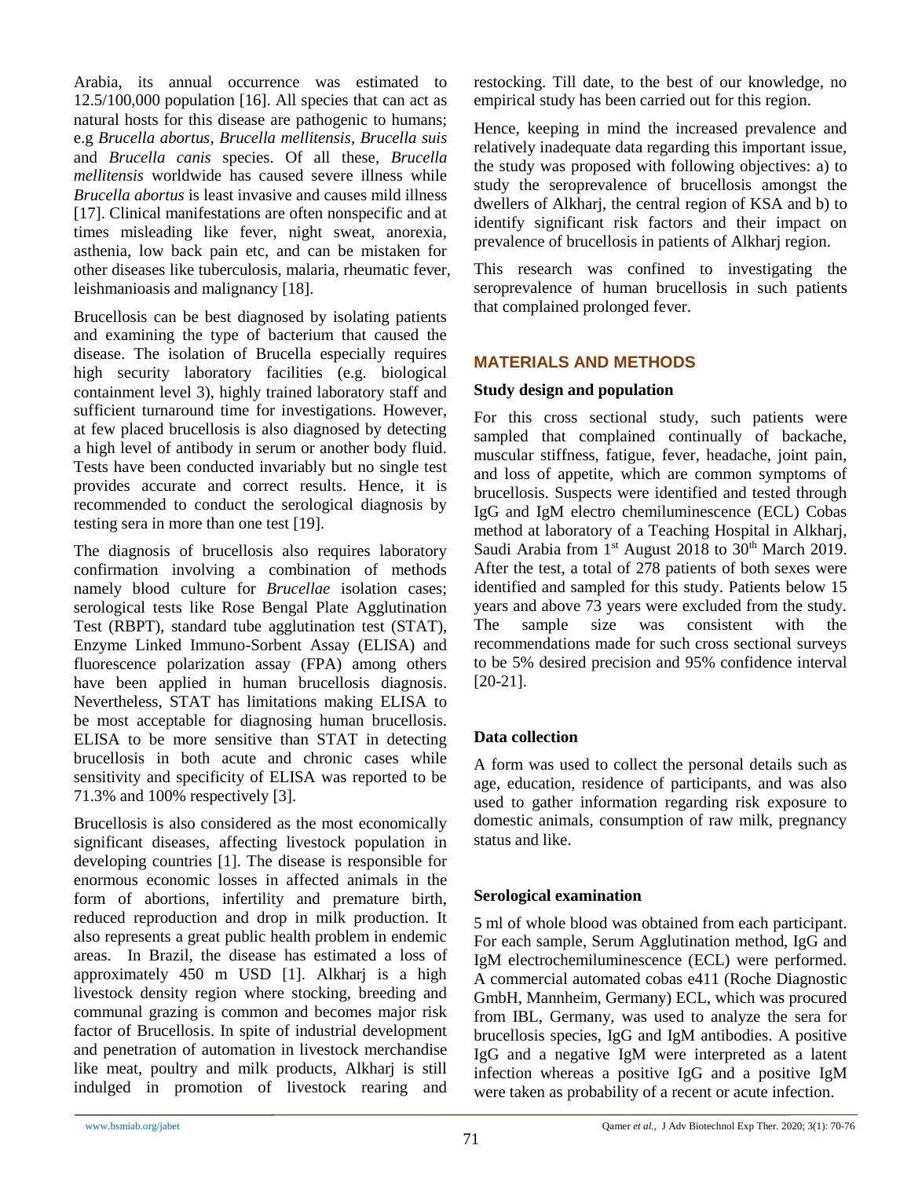Arabia, its annual occurrence was estimated to 12.5/100,000 population [16]. All species that can act as natural hosts for this disease are pathogenic to humans; e.g *Brucella abortus*, *Brucella mellitensis*, *Brucella suis* and *Brucella canis* species. Of all these, *Brucella mellitensis* worldwide has caused severe illness while *Brucella abortus* is least invasive and causes mild illness [17]. Clinical manifestations are often nonspecific and at times misleading like fever, night sweat, anorexia, asthenia, low back pain etc, and can be mistaken for other diseases like tuberculosis, malaria, rheumatic fever, leishmanioasis and malignancy [18].

Brucellosis can be best diagnosed by isolating patients and examining the type of bacterium that caused the disease. The isolation of Brucella especially requires high security laboratory facilities (e.g. biological containment level 3), highly trained laboratory staff and sufficient turnaround time for investigations. However, at few placed brucellosis is also diagnosed by detecting a high level of antibody in serum or another body fluid. Tests have been conducted invariably but no single test provides accurate and correct results. Hence, it is recommended to conduct the serological diagnosis by testing sera in more than one test [19].

The diagnosis of brucellosis also requires laboratory confirmation involving a combination of methods namely blood culture for *Brucellae* isolation cases; serological tests like Rose Bengal Plate Agglutination Test (RBPT), standard tube agglutination test (STAT), Enzyme Linked Immuno-Sorbent Assay (ELISA) and fluorescence polarization assay (FPA) among others have been applied in human brucellosis diagnosis. Nevertheless, STAT has limitations making ELISA to be most acceptable for diagnosing human brucellosis. ELISA to be more sensitive than STAT in detecting brucellosis in both acute and chronic cases while sensitivity and specificity of ELISA was reported to be 71.3% and 100% respectively [3].

Brucellosis is also considered as the most economically significant diseases, affecting livestock population in developing countries [1]. The disease is responsible for enormous economic losses in affected animals in the form of abortions, infertility and premature birth, reduced reproduction and drop in milk production. It also represents a great public health problem in endemic areas. In Brazil, the disease has estimated a loss of approximately 450 m USD [1]. Alkharj is a high livestock density region where stocking, breeding and communal grazing is common and becomes major risk factor of Brucellosis. In spite of industrial development and penetration of automation in livestock merchandise like meat, poultry and milk products, Alkharj is still indulged in promotion of livestock rearing and restocking. Till date, to the best of our knowledge, no empirical study has been carried out for this region.

Hence, keeping in mind the increased prevalence and relatively inadequate data regarding this important issue, the study was proposed with following objectives: a) to study the seroprevalence of brucellosis amongst the dwellers of Alkharj, the central region of KSA and b) to identify significant risk factors and their impact on prevalence of brucellosis in patients of Alkharj region.

This research was confined to investigating the seroprevalence of human brucellosis in such patients that complained prolonged fever.

## MATERIALS AND METHODS

### Study design and population

For this cross sectional study, such patients were sampled that complained continually of backache, muscular stiffness, fatigue, fever, headache, joint pain, and loss of appetite, which are common symptoms of brucellosis. Suspects were identified and tested through IgG and IgM electro chemiluminescence (ECL) Cobas method at laboratory of a Teaching Hospital in Alkharj, Saudi Arabia from 1st August 2018 to 30th March 2019. After the test, a total of 278 patients of both sexes were identified and sampled for this study. Patients below 15 years and above 73 years were excluded from the study. The sample size was consistent with the recommendations made for such cross sectional surveys to be 5% desired precision and 95% confidence interval [20-21].

### Data collection

A form was used to collect the personal details such as age, education, residence of participants, and was also used to gather information regarding risk exposure to domestic animals, consumption of raw milk, pregnancy status and like.

### Serological examination

5 ml of whole blood was obtained from each participant. For each sample, Serum Agglutination method, IgG and IgM electrochemiluminescence (ECL) were performed. A commercial automated cobas e411 (Roche Diagnostic GmbH, Mannheim, Germany) ECL, which was procured from IBL, Germany, was used to analyze the sera for brucellosis species, IgG and IgM antibodies. A positive IgG and a negative IgM were interpreted as a latent infection whereas a positive IgG and a positive IgM were taken as probability of a recent or acute infection.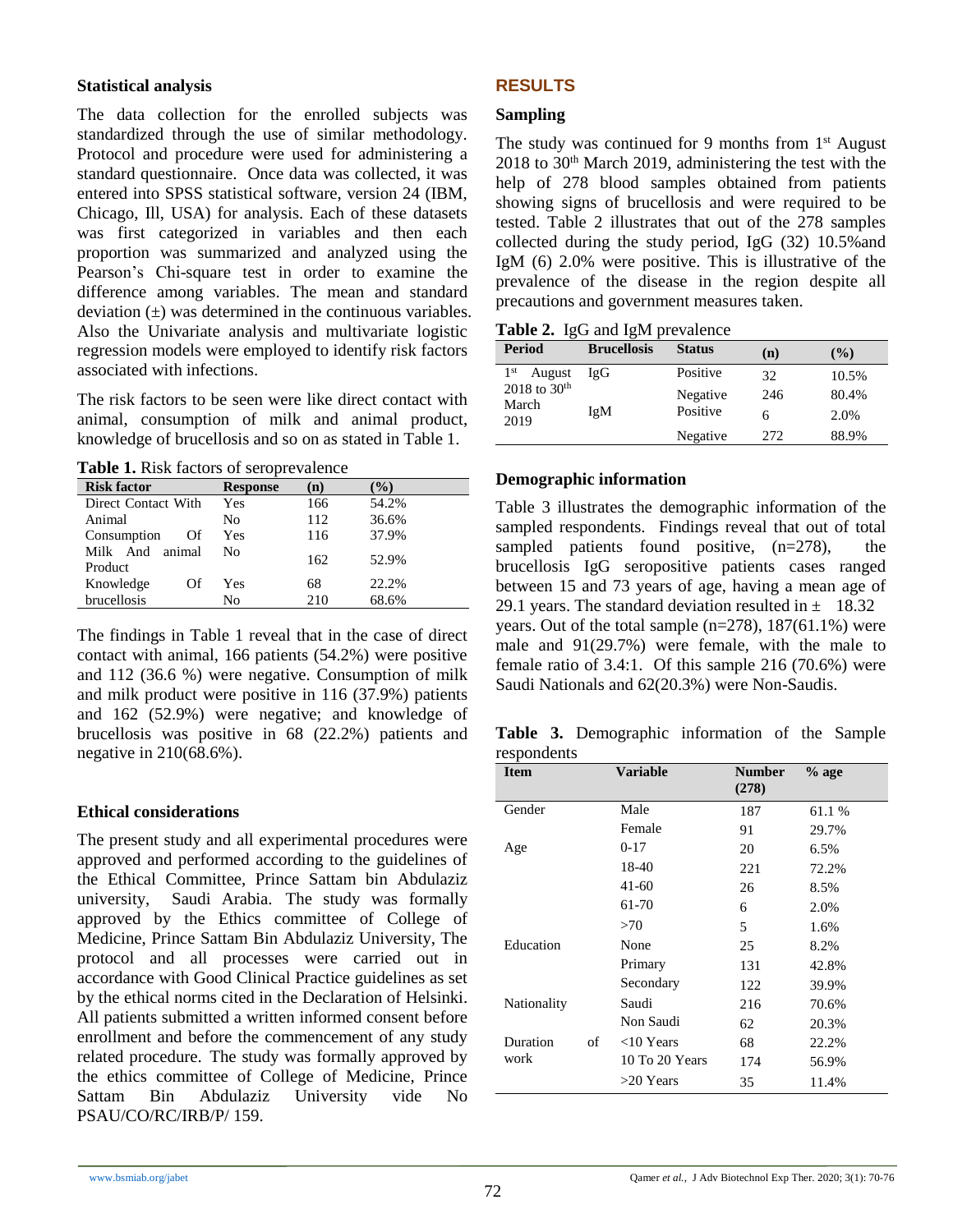### Statistical analysis

The data collection for the enrolled subjects was standardized through the use of similar methodology. Protocol and procedure were used for administering a standard questionnaire. Once data was collected, it was entered into SPSS statistical software, version 24 (IBM, Chicago, Ill, USA) for analysis. Each of these datasets was first categorized in variables and then each proportion was summarized and analyzed using the Pearson's Chi-square test in order to examine the difference among variables. The mean and standard deviation (±) was determined in the continuous variables. Also the Univariate analysis and multivariate logistic regression models were employed to identify risk factors associated with infections.

The risk factors to be seen were like direct contact with animal, consumption of milk and animal product, knowledge of brucellosis and so on as stated in Table 1.

**Table 1.** Risk factors of seroprevalence

| Risk factor | Response | (n) | (%) |
|---|---|---|---|
| Direct Contact With Animal | Yes | 166 | 54.2% |
| | No | 112 | 36.6% |
| Consumption Of Milk And animal Product | Yes | 116 | 37.9% |
| | No | 162 | 52.9% |
| Knowledge Of brucellosis | Yes | 68 | 22.2% |
| | No | 210 | 68.6% |

The findings in Table 1 reveal that in the case of direct contact with animal, 166 patients (54.2%) were positive and 112 (36.6 %) were negative. Consumption of milk and milk product were positive in 116 (37.9%) patients and 162 (52.9%) were negative; and knowledge of brucellosis was positive in 68 (22.2%) patients and negative in 210(68.6%).

### Ethical considerations

The present study and all experimental procedures were approved and performed according to the guidelines of the Ethical Committee, Prince Sattam bin Abdulaziz university, Saudi Arabia. The study was formally approved by the Ethics committee of College of Medicine, Prince Sattam Bin Abdulaziz University, The protocol and all processes were carried out in accordance with Good Clinical Practice guidelines as set by the ethical norms cited in the Declaration of Helsinki. All patients submitted a written informed consent before enrollment and before the commencement of any study related procedure. The study was formally approved by the ethics committee of College of Medicine, Prince Sattam Bin Abdulaziz University vide No PSAU/CO/RC/IRB/P/ 159.

## RESULTS

### Sampling

The study was continued for 9 months from 1st August 2018 to 30th March 2019, administering the test with the help of 278 blood samples obtained from patients showing signs of brucellosis and were required to be tested. Table 2 illustrates that out of the 278 samples collected during the study period, IgG (32) 10.5%and IgM (6) 2.0% were positive. This is illustrative of the prevalence of the disease in the region despite all precautions and government measures taken.

**Table 2.** IgG and IgM prevalence

| Period | Brucellosis | Status | (n) | (%) |
|---|---|---|---|---|
| 1st August 2018 to 30th March 2019 | IgG | Positive | 32 | 10.5% |
| | | Negative | 246 | 80.4% |
| | IgM | Positive | 6 | 2.0% |
| | | Negative | 272 | 88.9% |

### Demographic information

Table 3 illustrates the demographic information of the sampled respondents. Findings reveal that out of total sampled patients found positive, (n=278), the brucellosis IgG seropositive patients cases ranged between 15 and 73 years of age, having a mean age of 29.1 years. The standard deviation resulted in ± 18.32 years. Out of the total sample (n=278), 187(61.1%) were male and 91(29.7%) were female, with the male to female ratio of 3.4:1. Of this sample 216 (70.6%) were Saudi Nationals and 62(20.3%) were Non-Saudis.

**Table 3.** Demographic information of the Sample respondents

| Item | Variable | Number (278) | % age |
|---|---|---|---|
| Gender | Male | 187 | 61.1 % |
| | Female | 91 | 29.7% |
| Age | 0-17 | 20 | 6.5% |
| | 18-40 | 221 | 72.2% |
| | 41-60 | 26 | 8.5% |
| | 61-70 | 6 | 2.0% |
| | >70 | 5 | 1.6% |
| Education | None | 25 | 8.2% |
| | Primary | 131 | 42.8% |
| | Secondary | 122 | 39.9% |
| Nationality | Saudi | 216 | 70.6% |
| | Non Saudi | 62 | 20.3% |
| Duration of work | <10 Years | 68 | 22.2% |
| | 10 To 20 Years | 174 | 56.9% |
| | >20 Years | 35 | 11.4% |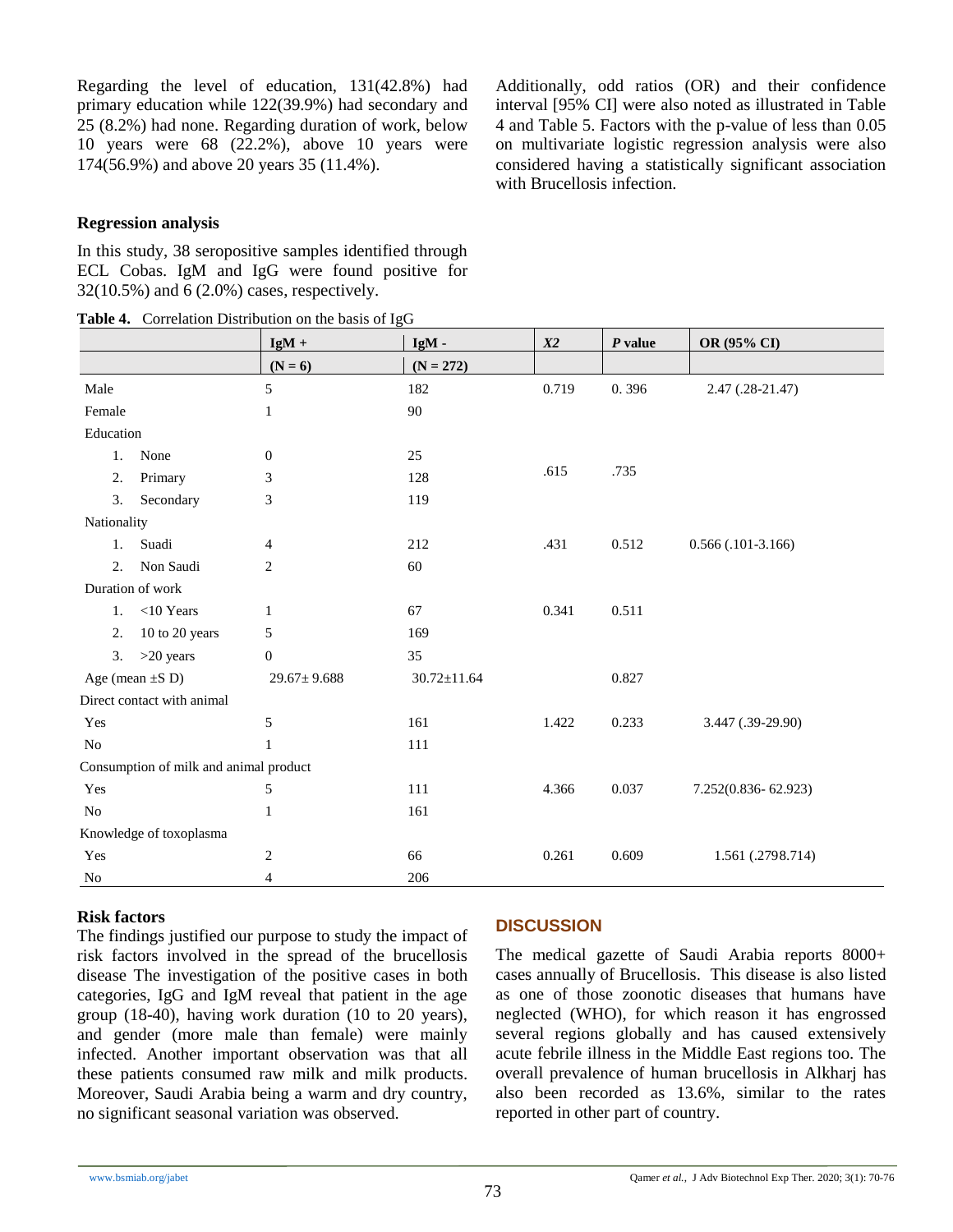Regarding the level of education, 131(42.8%) had primary education while 122(39.9%) had secondary and 25 (8.2%) had none. Regarding duration of work, below 10 years were 68 (22.2%), above 10 years were 174(56.9%) and above 20 years 35 (11.4%).

### Regression analysis

In this study, 38 seropositive samples identified through ECL Cobas. IgM and IgG were found positive for 32(10.5%) and 6 (2.0%) cases, respectively.

Additionally, odd ratios (OR) and their confidence interval [95% CI] were also noted as illustrated in Table 4 and Table 5. Factors with the p-value of less than 0.05 on multivariate logistic regression analysis were also considered having a statistically significant association with Brucellosis infection.

**Table 4.** Correlation Distribution on the basis of IgG

| | IgM + | IgM - | *X2* | *P* value | OR (95% CI) |
|---|---|---|---|---|---|
| | (N = 6) | (N = 272) | | | |
| Male | 5 | 182 | 0.719 | 0. 396 | 2.47 (.28-21.47) |
| Female | 1 | 90 | | | |
| Education | | | | | |
| 1. None | 0 | 25 | .615 | .735 | |
| 2. Primary | 3 | 128 | | | |
| 3. Secondary | 3 | 119 | | | |
| Nationality | | | | | |
| 1. Suadi | 4 | 212 | .431 | 0.512 | 0.566 (.101-3.166) |
| 2. Non Saudi | 2 | 60 | | | |
| Duration of work | | | | | |
| 1. <10 Years | 1 | 67 | 0.341 | 0.511 | |
| 2. 10 to 20 years | 5 | 169 | | | |
| 3. >20 years | 0 | 35 | | | |
| Age (mean ±S D) | 29.67± 9.688 | 30.72±11.64 | | 0.827 | |
| Direct contact with animal | | | | | |
| Yes | 5 | 161 | 1.422 | 0.233 | 3.447 (.39-29.90) |
| No | 1 | 111 | | | |
| Consumption of milk and animal product | | | | | |
| Yes | 5 | 111 | 4.366 | 0.037 | 7.252(0.836- 62.923) |
| No | 1 | 161 | | | |
| Knowledge of toxoplasma | | | | | |
| Yes | 2 | 66 | 0.261 | 0.609 | 1.561 (.2798.714) |
| No | 4 | 206 | | | |

### Risk factors

The findings justified our purpose to study the impact of risk factors involved in the spread of the brucellosis disease The investigation of the positive cases in both categories, IgG and IgM reveal that patient in the age group (18-40), having work duration (10 to 20 years), and gender (more male than female) were mainly infected. Another important observation was that all these patients consumed raw milk and milk products. Moreover, Saudi Arabia being a warm and dry country, no significant seasonal variation was observed.

## DISCUSSION

The medical gazette of Saudi Arabia reports 8000+ cases annually of Brucellosis. This disease is also listed as one of those zoonotic diseases that humans have neglected (WHO), for which reason it has engrossed several regions globally and has caused extensively acute febrile illness in the Middle East regions too. The overall prevalence of human brucellosis in Alkharj has also been recorded as 13.6%, similar to the rates reported in other part of country.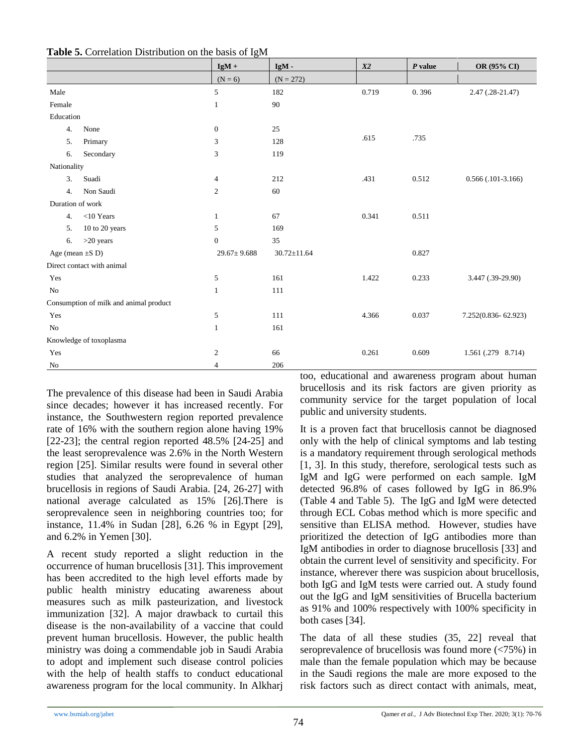**Table 5.** Correlation Distribution on the basis of IgM

| | IgM + | IgM - | *X2* | *P* value | OR (95% CI) |
|---|---|---|---|---|---|
| | (N = 6) | (N = 272) | | | |
| Male | 5 | 182 | 0.719 | 0. 396 | 2.47 (.28-21.47) |
| Female | 1 | 90 | | | |
| Education | | | | | |
| 4. None | 0 | 25 | | | |
| 5. Primary | 3 | 128 | .615 | .735 | |
| 6. Secondary | 3 | 119 | | | |
| Nationality | | | | | |
| 3. Suadi | 4 | 212 | .431 | 0.512 | 0.566 (.101-3.166) |
| 4. Non Saudi | 2 | 60 | | | |
| Duration of work | | | | | |
| 4. <10 Years | 1 | 67 | 0.341 | 0.511 | |
| 5. 10 to 20 years | 5 | 169 | | | |
| 6. >20 years | 0 | 35 | | | |
| Age (mean ±S D) | 29.67± 9.688 | 30.72±11.64 | | 0.827 | |
| Direct contact with animal | | | | | |
| Yes | 5 | 161 | 1.422 | 0.233 | 3.447 (.39-29.90) |
| No | 1 | 111 | | | |
| Consumption of milk and animal product | | | | | |
| Yes | 5 | 111 | 4.366 | 0.037 | 7.252(0.836- 62.923) |
| No | 1 | 161 | | | |
| Knowledge of toxoplasma | | | | | |
| Yes | 2 | 66 | 0.261 | 0.609 | 1.561 (.279 8.714) |
| No | 4 | 206 | | | |

The prevalence of this disease had been in Saudi Arabia since decades; however it has increased recently. For instance, the Southwestern region reported prevalence rate of 16% with the southern region alone having 19% [22-23]; the central region reported 48.5% [24-25] and the least seroprevalence was 2.6% in the North Western region [25]. Similar results were found in several other studies that analyzed the seroprevalence of human brucellosis in regions of Saudi Arabia. [24, 26-27] with national average calculated as 15% [26].There is seroprevalence seen in neighboring countries too; for instance, 11.4% in Sudan [28], 6.26 % in Egypt [29], and 6.2% in Yemen [30].

A recent study reported a slight reduction in the occurrence of human brucellosis [31]. This improvement has been accredited to the high level efforts made by public health ministry educating awareness about measures such as milk pasteurization, and livestock immunization [32]. A major drawback to curtail this disease is the non-availability of a vaccine that could prevent human brucellosis. However, the public health ministry was doing a commendable job in Saudi Arabia to adopt and implement such disease control policies with the help of health staffs to conduct educational awareness program for the local community. In Alkharj too, educational and awareness program about human brucellosis and its risk factors are given priority as community service for the target population of local public and university students.

It is a proven fact that brucellosis cannot be diagnosed only with the help of clinical symptoms and lab testing is a mandatory requirement through serological methods [1, 3]. In this study, therefore, serological tests such as IgM and IgG were performed on each sample. IgM detected 96.8% of cases followed by IgG in 86.9% (Table 4 and Table 5). The IgG and IgM were detected through ECL Cobas method which is more specific and sensitive than ELISA method. However, studies have prioritized the detection of IgG antibodies more than IgM antibodies in order to diagnose brucellosis [33] and obtain the current level of sensitivity and specificity. For instance, wherever there was suspicion about brucellosis, both IgG and IgM tests were carried out. A study found out the IgG and IgM sensitivities of Brucella bacterium as 91% and 100% respectively with 100% specificity in both cases [34].

The data of all these studies (35, 22] reveal that seroprevalence of brucellosis was found more (<75%) in male than the female population which may be because in the Saudi regions the male are more exposed to the risk factors such as direct contact with animals, meat,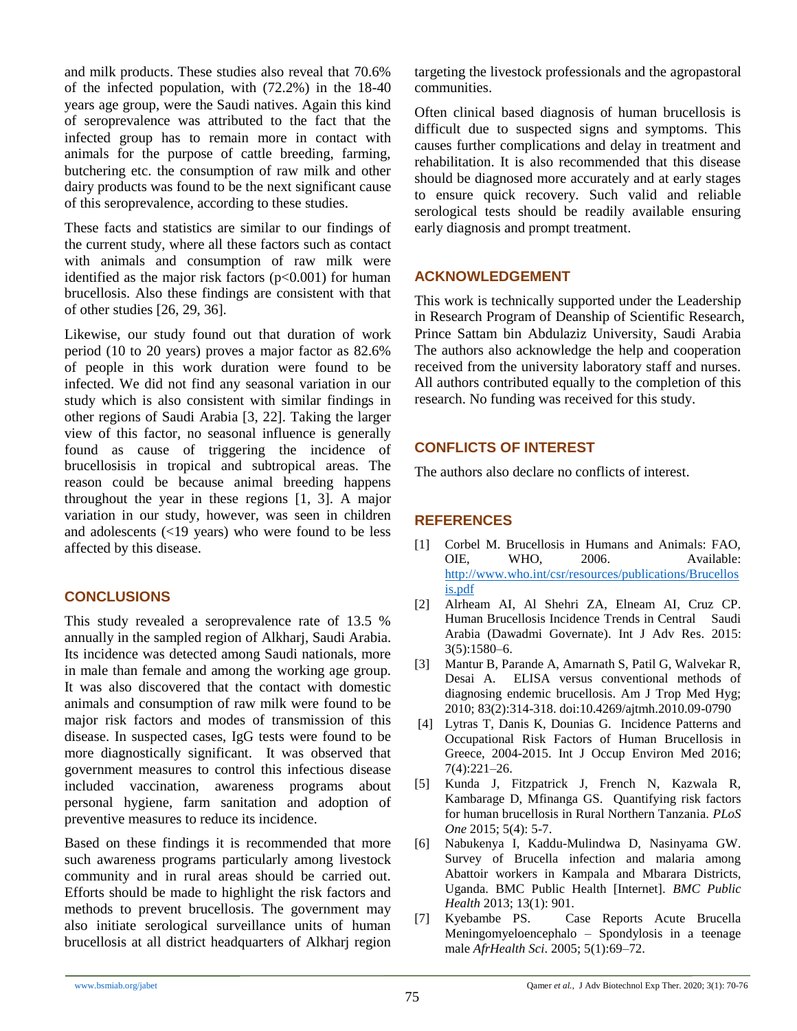and milk products. These studies also reveal that 70.6% of the infected population, with (72.2%) in the 18-40 years age group, were the Saudi natives. Again this kind of seroprevalence was attributed to the fact that the infected group has to remain more in contact with animals for the purpose of cattle breeding, farming, butchering etc. the consumption of raw milk and other dairy products was found to be the next significant cause of this seroprevalence, according to these studies.

These facts and statistics are similar to our findings of the current study, where all these factors such as contact with animals and consumption of raw milk were identified as the major risk factors ($p<0.001$) for human brucellosis. Also these findings are consistent with that of other studies [26, 29, 36].

Likewise, our study found out that duration of work period (10 to 20 years) proves a major factor as 82.6% of people in this work duration were found to be infected. We did not find any seasonal variation in our study which is also consistent with similar findings in other regions of Saudi Arabia [3, 22]. Taking the larger view of this factor, no seasonal influence is generally found as cause of triggering the incidence of brucellosisis in tropical and subtropical areas. The reason could be because animal breeding happens throughout the year in these regions [1, 3]. A major variation in our study, however, was seen in children and adolescents (<19 years) who were found to be less affected by this disease.

## CONCLUSIONS

This study revealed a seroprevalence rate of 13.5 % annually in the sampled region of Alkharj, Saudi Arabia. Its incidence was detected among Saudi nationals, more in male than female and among the working age group. It was also discovered that the contact with domestic animals and consumption of raw milk were found to be major risk factors and modes of transmission of this disease. In suspected cases, IgG tests were found to be more diagnostically significant. It was observed that government measures to control this infectious disease included vaccination, awareness programs about personal hygiene, farm sanitation and adoption of preventive measures to reduce its incidence.

Based on these findings it is recommended that more such awareness programs particularly among livestock community and in rural areas should be carried out. Efforts should be made to highlight the risk factors and methods to prevent brucellosis. The government may also initiate serological surveillance units of human brucellosis at all district headquarters of Alkharj region targeting the livestock professionals and the agropastoral communities.

Often clinical based diagnosis of human brucellosis is difficult due to suspected signs and symptoms. This causes further complications and delay in treatment and rehabilitation. It is also recommended that this disease should be diagnosed more accurately and at early stages to ensure quick recovery. Such valid and reliable serological tests should be readily available ensuring early diagnosis and prompt treatment.

## ACKNOWLEDGEMENT

This work is technically supported under the Leadership in Research Program of Deanship of Scientific Research, Prince Sattam bin Abdulaziz University, Saudi Arabia The authors also acknowledge the help and cooperation received from the university laboratory staff and nurses. All authors contributed equally to the completion of this research. No funding was received for this study.

## CONFLICTS OF INTEREST

The authors also declare no conflicts of interest.

## REFERENCES

[1] Corbel M. Brucellosis in Humans and Animals: FAO, OIE, WHO, 2006. Available: http://www.who.int/csr/resources/publications/Brucellosis.pdf

[2] Alrheam AI, Al Shehri ZA, Elneam AI, Cruz CP. Human Brucellosis Incidence Trends in Central Saudi Arabia (Dawadmi Governate). Int J Adv Res. 2015: 3(5):1580–6.

[3] Mantur B, Parande A, Amarnath S, Patil G, Walvekar R, Desai A. ELISA versus conventional methods of diagnosing endemic brucellosis. Am J Trop Med Hyg; 2010; 83(2):314-318. doi:10.4269/ajtmh.2010.09-0790

[4] Lytras T, Danis K, Dounias G. Incidence Patterns and Occupational Risk Factors of Human Brucellosis in Greece, 2004-2015. Int J Occup Environ Med 2016; 7(4):221–26.

[5] Kunda J, Fitzpatrick J, French N, Kazwala R, Kambarage D, Mfinanga GS. Quantifying risk factors for human brucellosis in Rural Northern Tanzania. *PLoS One* 2015; 5(4): 5-7.

[6] Nabukenya I, Kaddu-Mulindwa D, Nasinyama GW. Survey of Brucella infection and malaria among Abattoir workers in Kampala and Mbarara Districts, Uganda. BMC Public Health [Internet]. *BMC Public Health* 2013; 13(1): 901.

[7] Kyebambe PS. Case Reports Acute Brucella Meningomyeloencephalo – Spondylosis in a teenage male *AfrHealth Sci*. 2005; 5(1):69–72.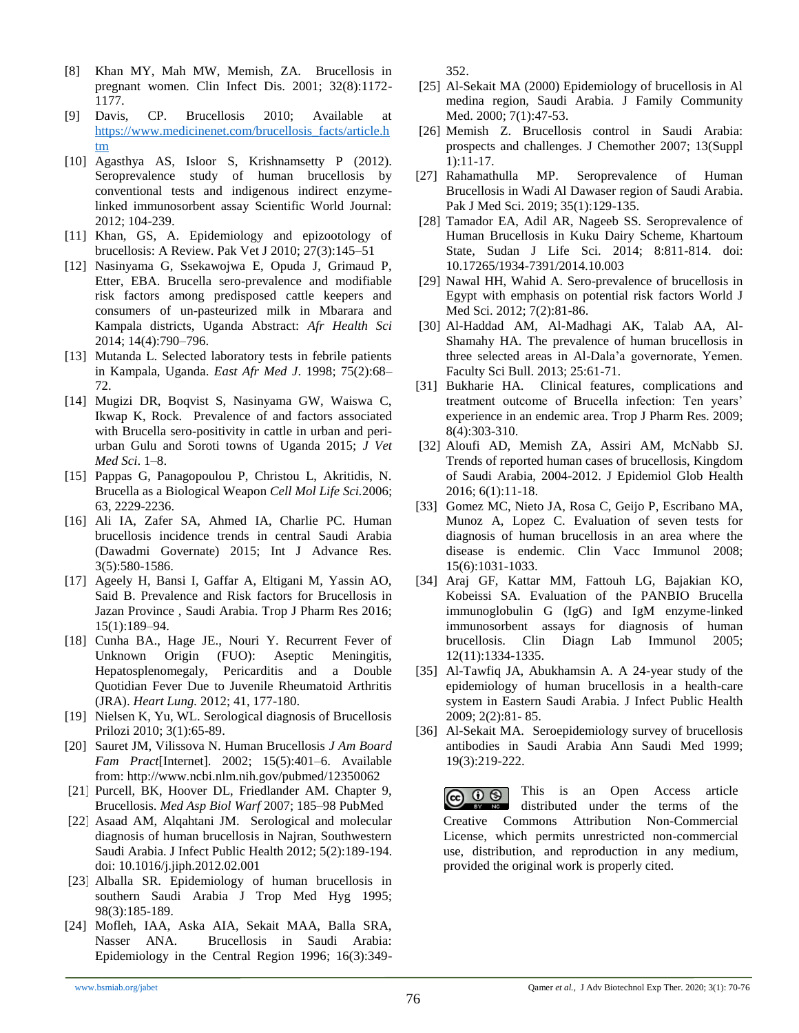[8] Khan MY, Mah MW, Memish, ZA. Brucellosis in pregnant women. Clin Infect Dis. 2001; 32(8):1172-1177.

[9] Davis, CP. Brucellosis 2010; Available at https://www.medicinenet.com/brucellosis_facts/article.htm

[10] Agasthya AS, Isloor S, Krishnamsetty P (2012). Seroprevalence study of human brucellosis by conventional tests and indigenous indirect enzyme-linked immunosorbent assay Scientific World Journal: 2012; 104-239.

[11] Khan, GS, A. Epidemiology and epizootology of brucellosis: A Review. Pak Vet J 2010; 27(3):145–51

[12] Nasinyama G, Ssekawojwa E, Opuda J, Grimaud P, Etter, EBA. Brucella sero-prevalence and modifiable risk factors among predisposed cattle keepers and consumers of un-pasteurized milk in Mbarara and Kampala districts, Uganda Abstract: *Afr Health Sci* 2014; 14(4):790–796.

[13] Mutanda L. Selected laboratory tests in febrile patients in Kampala, Uganda. *East Afr Med J*. 1998; 75(2):68–72.

[14] Mugizi DR, Boqvist S, Nasinyama GW, Waiswa C, Ikwap K, Rock. Prevalence of and factors associated with Brucella sero-positivity in cattle in urban and peri-urban Gulu and Soroti towns of Uganda 2015; *J Vet Med Sci*. 1–8.

[15] Pappas G, Panagopoulou P, Christou L, Akritidis, N. Brucella as a Biological Weapon *Cell Mol Life Sci.*2006; 63, 2229-2236.

[16] Ali IA, Zafer SA, Ahmed IA, Charlie PC. Human brucellosis incidence trends in central Saudi Arabia (Dawadmi Governate) 2015; Int J Advance Res. 3(5):580-1586.

[17] Ageely H, Bansi I, Gaffar A, Eltigani M, Yassin AO, Said B. Prevalence and Risk factors for Brucellosis in Jazan Province , Saudi Arabia. Trop J Pharm Res 2016; 15(1):189–94.

[18] Cunha BA., Hage JE., Nouri Y. Recurrent Fever of Unknown Origin (FUO): Aseptic Meningitis, Hepatosplenomegaly, Pericarditis and a Double Quotidian Fever Due to Juvenile Rheumatoid Arthritis (JRA). *Heart Lung.* 2012; 41, 177-180.

[19] Nielsen K, Yu, WL. Serological diagnosis of Brucellosis Prilozi 2010; 3(1):65-89.

[20] Sauret JM, Vilissova N. Human Brucellosis *J Am Board Fam Pract*[Internet]. 2002; 15(5):401–6. Available from: http://www.ncbi.nlm.nih.gov/pubmed/12350062

[21] Purcell, BK, Hoover DL, Friedlander AM. Chapter 9, Brucellosis. *Med Asp Biol Warf* 2007; 185–98 PubMed

[22] Asaad AM, Alqahtani JM. Serological and molecular diagnosis of human brucellosis in Najran, Southwestern Saudi Arabia. J Infect Public Health 2012; 5(2):189-194. doi: 10.1016/j.jiph.2012.02.001

[23] Alballa SR. Epidemiology of human brucellosis in southern Saudi Arabia J Trop Med Hyg 1995; 98(3):185-189.

[24] Mofleh, IAA, Aska AIA, Sekait MAA, Balla SRA, Nasser ANA. Brucellosis in Saudi Arabia: Epidemiology in the Central Region 1996; 16(3):349-352.

[25] Al-Sekait MA (2000) Epidemiology of brucellosis in Al medina region, Saudi Arabia. J Family Community Med. 2000; 7(1):47-53.

[26] Memish Z. Brucellosis control in Saudi Arabia: prospects and challenges. J Chemother 2007; 13(Suppl 1):11-17.

[27] Rahamathulla MP. Seroprevalence of Human Brucellosis in Wadi Al Dawaser region of Saudi Arabia. Pak J Med Sci. 2019; 35(1):129-135.

[28] Tamador EA, Adil AR, Nageeb SS. Seroprevalence of Human Brucellosis in Kuku Dairy Scheme, Khartoum State, Sudan J Life Sci. 2014; 8:811-814. doi: 10.17265/1934-7391/2014.10.003

[29] Nawal HH, Wahid A. Sero-prevalence of brucellosis in Egypt with emphasis on potential risk factors World J Med Sci. 2012; 7(2):81-86.

[30] Al-Haddad AM, Al-Madhagi AK, Talab AA, Al-Shamahy HA. The prevalence of human brucellosis in three selected areas in Al-Dala'a governorate, Yemen. Faculty Sci Bull. 2013; 25:61-71.

[31] Bukharie HA. Clinical features, complications and treatment outcome of Brucella infection: Ten years' experience in an endemic area. Trop J Pharm Res. 2009; 8(4):303-310.

[32] Aloufi AD, Memish ZA, Assiri AM, McNabb SJ. Trends of reported human cases of brucellosis, Kingdom of Saudi Arabia, 2004-2012. J Epidemiol Glob Health 2016; 6(1):11-18.

[33] Gomez MC, Nieto JA, Rosa C, Geijo P, Escribano MA, Munoz A, Lopez C. Evaluation of seven tests for diagnosis of human brucellosis in an area where the disease is endemic. Clin Vacc Immunol 2008; 15(6):1031-1033.

[34] Araj GF, Kattar MM, Fattouh LG, Bajakian KO, Kobeissi SA. Evaluation of the PANBIO Brucella immunoglobulin G (IgG) and IgM enzyme-linked immunosorbent assays for diagnosis of human brucellosis. Clin Diagn Lab Immunol 2005; 12(11):1334-1335.

[35] Al-Tawfiq JA, Abukhamsin A. A 24-year study of the epidemiology of human brucellosis in a health-care system in Eastern Saudi Arabia. J Infect Public Health 2009; 2(2):81- 85.

[36] Al-Sekait MA. Seroepidemiology survey of brucellosis antibodies in Saudi Arabia Ann Saudi Med 1999; 19(3):219-222.

This is an Open Access article distributed under the terms of the Creative Commons Attribution Non-Commercial License, which permits unrestricted non-commercial use, distribution, and reproduction in any medium, provided the original work is properly cited.